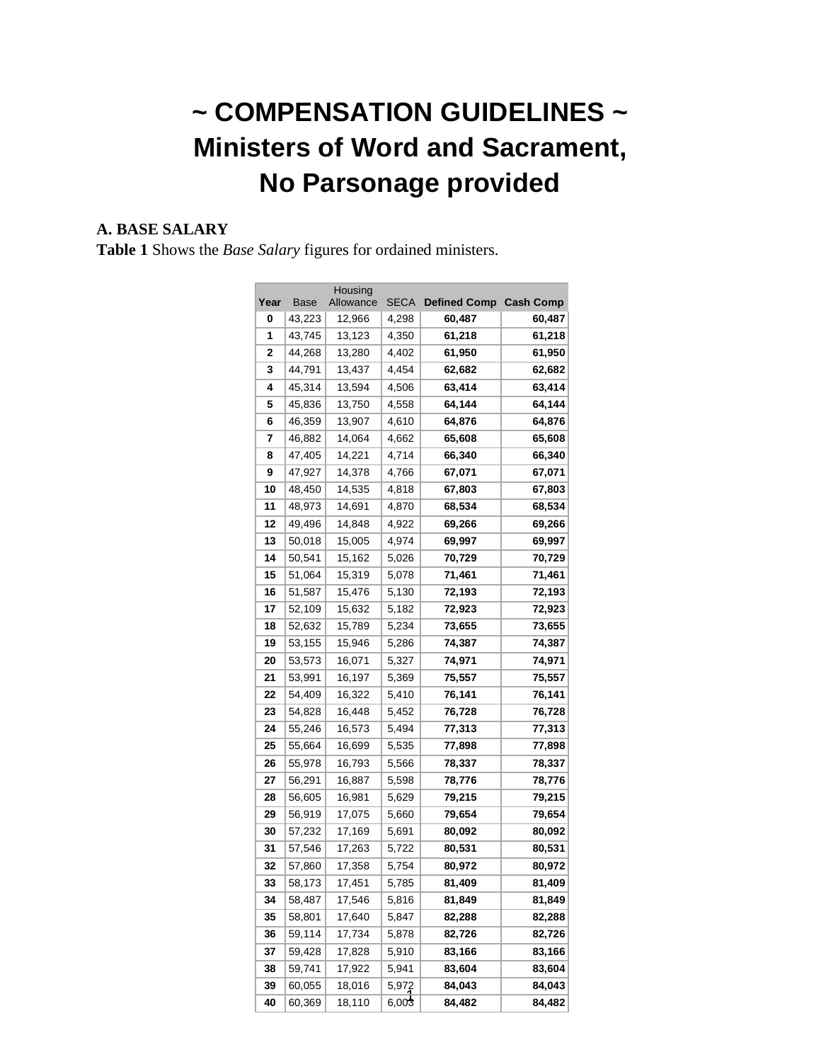# ~ COMPENSATION GUIDELINES ~
# Ministers of Word and Sacrament, No Parsonage provided

**A. BASE SALARY**

**Table 1** Shows the *Base Salary* figures for ordained ministers.

| Year | Base | Housing Allowance | SECA | Defined Comp | Cash Comp |
|---|---|---|---|---|---|
| 0 | 43,223 | 12,966 | 4,298 | 60,487 | 60,487 |
| 1 | 43,745 | 13,123 | 4,350 | 61,218 | 61,218 |
| 2 | 44,268 | 13,280 | 4,402 | 61,950 | 61,950 |
| 3 | 44,791 | 13,437 | 4,454 | 62,682 | 62,682 |
| 4 | 45,314 | 13,594 | 4,506 | 63,414 | 63,414 |
| 5 | 45,836 | 13,750 | 4,558 | 64,144 | 64,144 |
| 6 | 46,359 | 13,907 | 4,610 | 64,876 | 64,876 |
| 7 | 46,882 | 14,064 | 4,662 | 65,608 | 65,608 |
| 8 | 47,405 | 14,221 | 4,714 | 66,340 | 66,340 |
| 9 | 47,927 | 14,378 | 4,766 | 67,071 | 67,071 |
| 10 | 48,450 | 14,535 | 4,818 | 67,803 | 67,803 |
| 11 | 48,973 | 14,691 | 4,870 | 68,534 | 68,534 |
| 12 | 49,496 | 14,848 | 4,922 | 69,266 | 69,266 |
| 13 | 50,018 | 15,005 | 4,974 | 69,997 | 69,997 |
| 14 | 50,541 | 15,162 | 5,026 | 70,729 | 70,729 |
| 15 | 51,064 | 15,319 | 5,078 | 71,461 | 71,461 |
| 16 | 51,587 | 15,476 | 5,130 | 72,193 | 72,193 |
| 17 | 52,109 | 15,632 | 5,182 | 72,923 | 72,923 |
| 18 | 52,632 | 15,789 | 5,234 | 73,655 | 73,655 |
| 19 | 53,155 | 15,946 | 5,286 | 74,387 | 74,387 |
| 20 | 53,573 | 16,071 | 5,327 | 74,971 | 74,971 |
| 21 | 53,991 | 16,197 | 5,369 | 75,557 | 75,557 |
| 22 | 54,409 | 16,322 | 5,410 | 76,141 | 76,141 |
| 23 | 54,828 | 16,448 | 5,452 | 76,728 | 76,728 |
| 24 | 55,246 | 16,573 | 5,494 | 77,313 | 77,313 |
| 25 | 55,664 | 16,699 | 5,535 | 77,898 | 77,898 |
| 26 | 55,978 | 16,793 | 5,566 | 78,337 | 78,337 |
| 27 | 56,291 | 16,887 | 5,598 | 78,776 | 78,776 |
| 28 | 56,605 | 16,981 | 5,629 | 79,215 | 79,215 |
| 29 | 56,919 | 17,075 | 5,660 | 79,654 | 79,654 |
| 30 | 57,232 | 17,169 | 5,691 | 80,092 | 80,092 |
| 31 | 57,546 | 17,263 | 5,722 | 80,531 | 80,531 |
| 32 | 57,860 | 17,358 | 5,754 | 80,972 | 80,972 |
| 33 | 58,173 | 17,451 | 5,785 | 81,409 | 81,409 |
| 34 | 58,487 | 17,546 | 5,816 | 81,849 | 81,849 |
| 35 | 58,801 | 17,640 | 5,847 | 82,288 | 82,288 |
| 36 | 59,114 | 17,734 | 5,878 | 82,726 | 82,726 |
| 37 | 59,428 | 17,828 | 5,910 | 83,166 | 83,166 |
| 38 | 59,741 | 17,922 | 5,941 | 83,604 | 83,604 |
| 39 | 60,055 | 18,016 | 5,972 | 84,043 | 84,043 |
| 40 | 60,369 | 18,110 | 6,003 | 84,482 | 84,482 |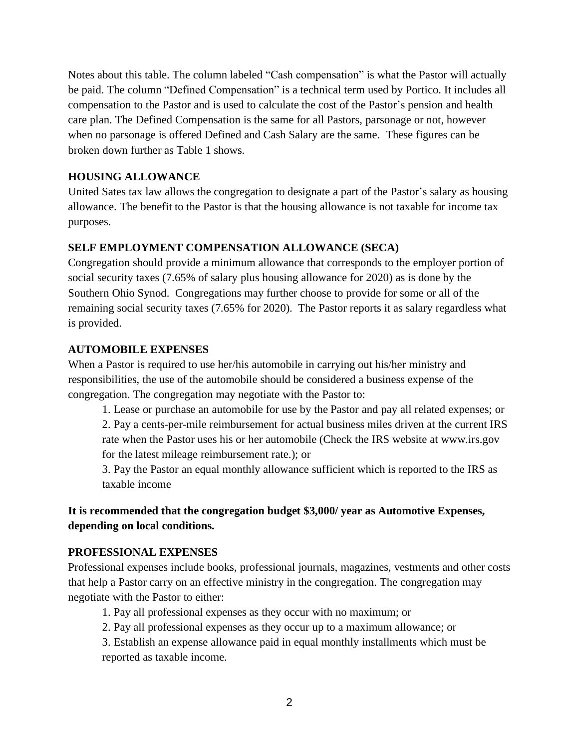Notes about this table. The column labeled "Cash compensation" is what the Pastor will actually be paid. The column "Defined Compensation" is a technical term used by Portico. It includes all compensation to the Pastor and is used to calculate the cost of the Pastor's pension and health care plan. The Defined Compensation is the same for all Pastors, parsonage or not, however when no parsonage is offered Defined and Cash Salary are the same. These figures can be broken down further as Table 1 shows.

## HOUSING ALLOWANCE

United Sates tax law allows the congregation to designate a part of the Pastor's salary as housing allowance. The benefit to the Pastor is that the housing allowance is not taxable for income tax purposes.

## SELF EMPLOYMENT COMPENSATION ALLOWANCE (SECA)

Congregation should provide a minimum allowance that corresponds to the employer portion of social security taxes (7.65% of salary plus housing allowance for 2020) as is done by the Southern Ohio Synod. Congregations may further choose to provide for some or all of the remaining social security taxes (7.65% for 2020). The Pastor reports it as salary regardless what is provided.

## AUTOMOBILE EXPENSES

When a Pastor is required to use her/his automobile in carrying out his/her ministry and responsibilities, the use of the automobile should be considered a business expense of the congregation. The congregation may negotiate with the Pastor to:

1. Lease or purchase an automobile for use by the Pastor and pay all related expenses; or
2. Pay a cents-per-mile reimbursement for actual business miles driven at the current IRS rate when the Pastor uses his or her automobile (Check the IRS website at www.irs.gov for the latest mileage reimbursement rate.); or
3. Pay the Pastor an equal monthly allowance sufficient which is reported to the IRS as taxable income

**It is recommended that the congregation budget $3,000/ year as Automotive Expenses, depending on local conditions.**

## PROFESSIONAL EXPENSES

Professional expenses include books, professional journals, magazines, vestments and other costs that help a Pastor carry on an effective ministry in the congregation. The congregation may negotiate with the Pastor to either:

1. Pay all professional expenses as they occur with no maximum; or
2. Pay all professional expenses as they occur up to a maximum allowance; or
3. Establish an expense allowance paid in equal monthly installments which must be reported as taxable income.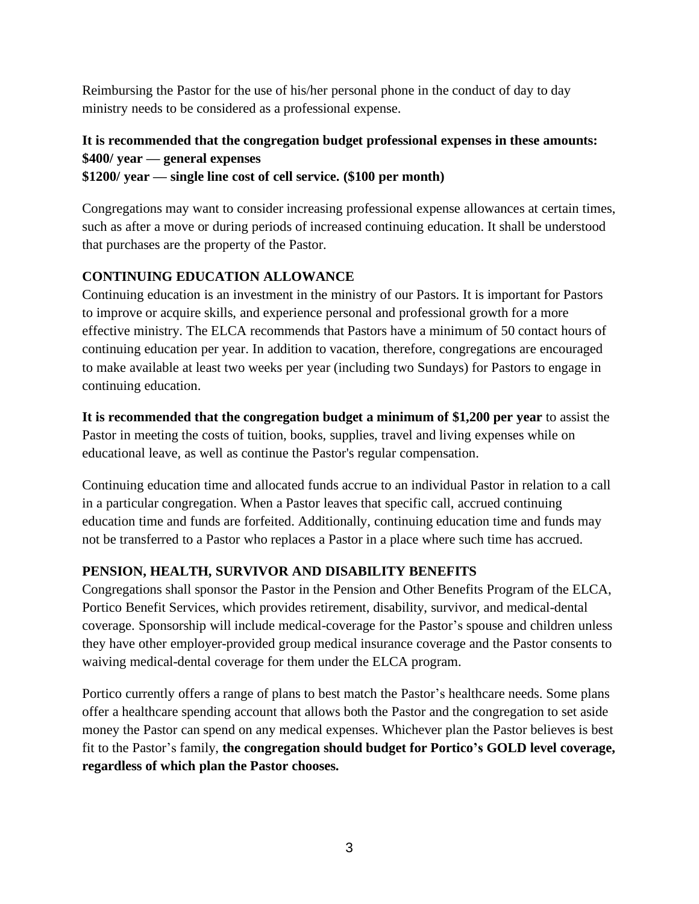Reimbursing the Pastor for the use of his/her personal phone in the conduct of day to day ministry needs to be considered as a professional expense.

**It is recommended that the congregation budget professional expenses in these amounts:**
**$400/ year — general expenses**
**$1200/ year — single line cost of cell service. ($100 per month)**

Congregations may want to consider increasing professional expense allowances at certain times, such as after a move or during periods of increased continuing education. It shall be understood that purchases are the property of the Pastor.

## CONTINUING EDUCATION ALLOWANCE

Continuing education is an investment in the ministry of our Pastors. It is important for Pastors to improve or acquire skills, and experience personal and professional growth for a more effective ministry. The ELCA recommends that Pastors have a minimum of 50 contact hours of continuing education per year. In addition to vacation, therefore, congregations are encouraged to make available at least two weeks per year (including two Sundays) for Pastors to engage in continuing education.

**It is recommended that the congregation budget a minimum of $1,200 per year** to assist the Pastor in meeting the costs of tuition, books, supplies, travel and living expenses while on educational leave, as well as continue the Pastor's regular compensation.

Continuing education time and allocated funds accrue to an individual Pastor in relation to a call in a particular congregation. When a Pastor leaves that specific call, accrued continuing education time and funds are forfeited. Additionally, continuing education time and funds may not be transferred to a Pastor who replaces a Pastor in a place where such time has accrued.

## PENSION, HEALTH, SURVIVOR AND DISABILITY BENEFITS

Congregations shall sponsor the Pastor in the Pension and Other Benefits Program of the ELCA, Portico Benefit Services, which provides retirement, disability, survivor, and medical-dental coverage. Sponsorship will include medical-coverage for the Pastor's spouse and children unless they have other employer-provided group medical insurance coverage and the Pastor consents to waiving medical-dental coverage for them under the ELCA program.

Portico currently offers a range of plans to best match the Pastor's healthcare needs. Some plans offer a healthcare spending account that allows both the Pastor and the congregation to set aside money the Pastor can spend on any medical expenses. Whichever plan the Pastor believes is best fit to the Pastor's family, **the congregation should budget for Portico's GOLD level coverage, regardless of which plan the Pastor chooses.**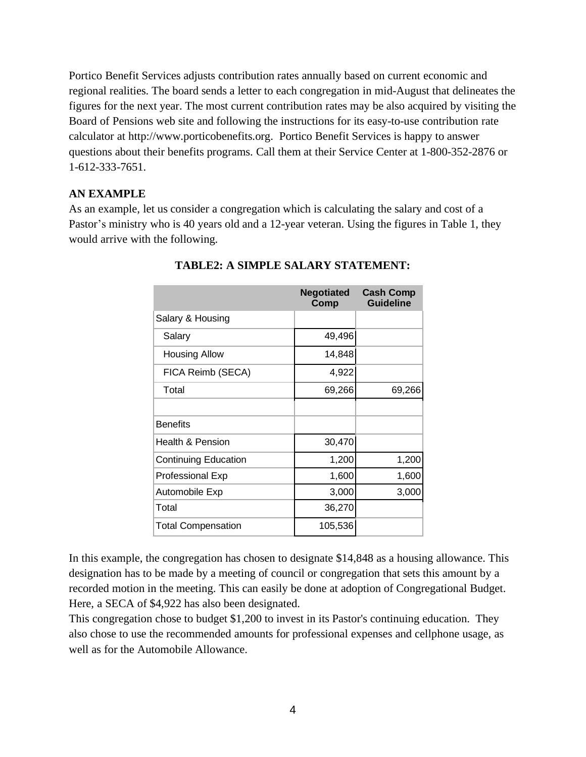Portico Benefit Services adjusts contribution rates annually based on current economic and regional realities. The board sends a letter to each congregation in mid-August that delineates the figures for the next year. The most current contribution rates may be also acquired by visiting the Board of Pensions web site and following the instructions for its easy-to-use contribution rate calculator at http://www.porticobenefits.org.  Portico Benefit Services is happy to answer questions about their benefits programs. Call them at their Service Center at 1-800-352-2876 or 1-612-333-7651.

**AN EXAMPLE**

As an example, let us consider a congregation which is calculating the salary and cost of a Pastor's ministry who is 40 years old and a 12-year veteran. Using the figures in Table 1, they would arrive with the following.

**TABLE2: A SIMPLE SALARY STATEMENT:**

| | Negotiated Comp | Cash Comp Guideline |
|---|---|---|
| Salary & Housing | | |
| Salary | 49,496 | |
| Housing Allow | 14,848 | |
| FICA Reimb (SECA) | 4,922 | |
| Total | 69,266 | 69,266 |
| | | |
| Benefits | | |
| Health & Pension | 30,470 | |
| Continuing Education | 1,200 | 1,200 |
| Professional Exp | 1,600 | 1,600 |
| Automobile Exp | 3,000 | 3,000 |
| Total | 36,270 | |
| Total Compensation | 105,536 | |

In this example, the congregation has chosen to designate $14,848 as a housing allowance. This designation has to be made by a meeting of council or congregation that sets this amount by a recorded motion in the meeting. This can easily be done at adoption of Congregational Budget. Here, a SECA of $4,922 has also been designated.

This congregation chose to budget $1,200 to invest in its Pastor's continuing education.  They also chose to use the recommended amounts for professional expenses and cellphone usage, as well as for the Automobile Allowance.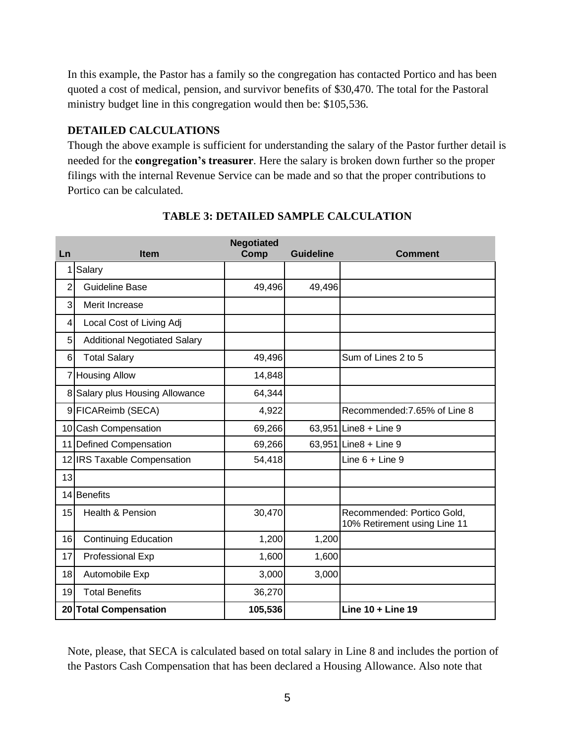In this example, the Pastor has a family so the congregation has contacted Portico and has been quoted a cost of medical, pension, and survivor benefits of $30,470. The total for the Pastoral ministry budget line in this congregation would then be: $105,536.

### DETAILED CALCULATIONS

Though the above example is sufficient for understanding the salary of the Pastor further detail is needed for the **congregation's treasurer**. Here the salary is broken down further so the proper filings with the internal Revenue Service can be made and so that the proper contributions to Portico can be calculated.

**TABLE 3: DETAILED SAMPLE CALCULATION**

| Ln | Item | Negotiated Comp | Guideline | Comment |
|---|---|---|---|---|
| 1 | Salary | | | |
| 2 | Guideline Base | 49,496 | 49,496 | |
| 3 | Merit Increase | | | |
| 4 | Local Cost of Living Adj | | | |
| 5 | Additional Negotiated Salary | | | |
| 6 | Total Salary | 49,496 | | Sum of Lines 2 to 5 |
| 7 | Housing Allow | 14,848 | | |
| 8 | Salary plus Housing Allowance | 64,344 | | |
| 9 | FICAReimb (SECA) | 4,922 | | Recommended:7.65% of Line 8 |
| 10 | Cash Compensation | 69,266 | 63,951 | Line8 + Line 9 |
| 11 | Defined Compensation | 69,266 | 63,951 | Line8 + Line 9 |
| 12 | IRS Taxable Compensation | 54,418 | | Line 6 + Line 9 |
| 13 | | | | |
| 14 | Benefits | | | |
| 15 | Health & Pension | 30,470 | | Recommended: Portico Gold, 10% Retirement using Line 11 |
| 16 | Continuing Education | 1,200 | 1,200 | |
| 17 | Professional Exp | 1,600 | 1,600 | |
| 18 | Automobile Exp | 3,000 | 3,000 | |
| 19 | Total Benefits | 36,270 | | |
| **20** | **Total Compensation** | **105,536** | | **Line 10 + Line 19** |

Note, please, that SECA is calculated based on total salary in Line 8 and includes the portion of the Pastors Cash Compensation that has been declared a Housing Allowance. Also note that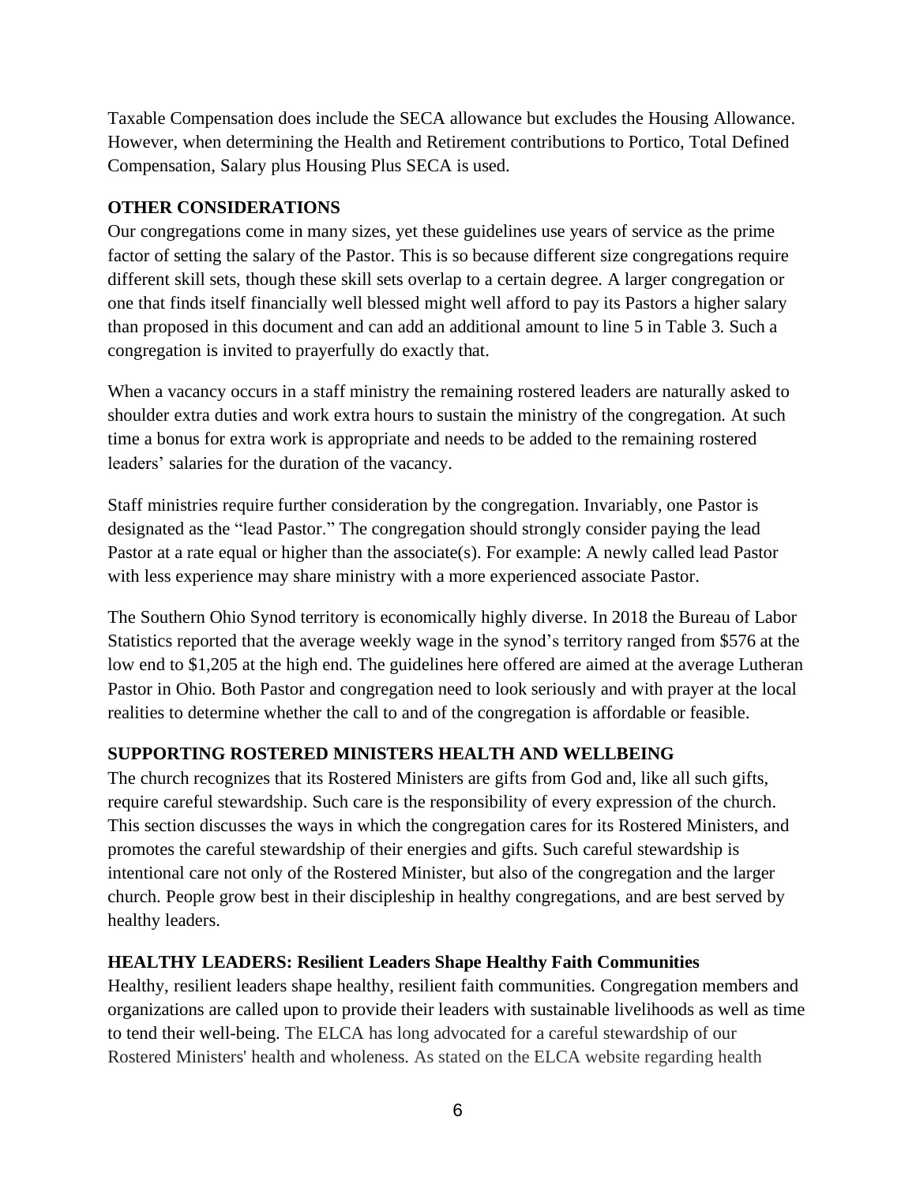Taxable Compensation does include the SECA allowance but excludes the Housing Allowance. However, when determining the Health and Retirement contributions to Portico, Total Defined Compensation, Salary plus Housing Plus SECA is used.

**OTHER CONSIDERATIONS**

Our congregations come in many sizes, yet these guidelines use years of service as the prime factor of setting the salary of the Pastor. This is so because different size congregations require different skill sets, though these skill sets overlap to a certain degree. A larger congregation or one that finds itself financially well blessed might well afford to pay its Pastors a higher salary than proposed in this document and can add an additional amount to line 5 in Table 3. Such a congregation is invited to prayerfully do exactly that.

When a vacancy occurs in a staff ministry the remaining rostered leaders are naturally asked to shoulder extra duties and work extra hours to sustain the ministry of the congregation. At such time a bonus for extra work is appropriate and needs to be added to the remaining rostered leaders' salaries for the duration of the vacancy.

Staff ministries require further consideration by the congregation. Invariably, one Pastor is designated as the "lead Pastor." The congregation should strongly consider paying the lead Pastor at a rate equal or higher than the associate(s). For example: A newly called lead Pastor with less experience may share ministry with a more experienced associate Pastor.

The Southern Ohio Synod territory is economically highly diverse. In 2018 the Bureau of Labor Statistics reported that the average weekly wage in the synod's territory ranged from $576 at the low end to $1,205 at the high end. The guidelines here offered are aimed at the average Lutheran Pastor in Ohio. Both Pastor and congregation need to look seriously and with prayer at the local realities to determine whether the call to and of the congregation is affordable or feasible.

**SUPPORTING ROSTERED MINISTERS HEALTH AND WELLBEING**

The church recognizes that its Rostered Ministers are gifts from God and, like all such gifts, require careful stewardship. Such care is the responsibility of every expression of the church. This section discusses the ways in which the congregation cares for its Rostered Ministers, and promotes the careful stewardship of their energies and gifts. Such careful stewardship is intentional care not only of the Rostered Minister, but also of the congregation and the larger church. People grow best in their discipleship in healthy congregations, and are best served by healthy leaders.

**HEALTHY LEADERS: Resilient Leaders Shape Healthy Faith Communities**

Healthy, resilient leaders shape healthy, resilient faith communities. Congregation members and organizations are called upon to provide their leaders with sustainable livelihoods as well as time to tend their well-being. The ELCA has long advocated for a careful stewardship of our Rostered Ministers' health and wholeness. As stated on the ELCA website regarding health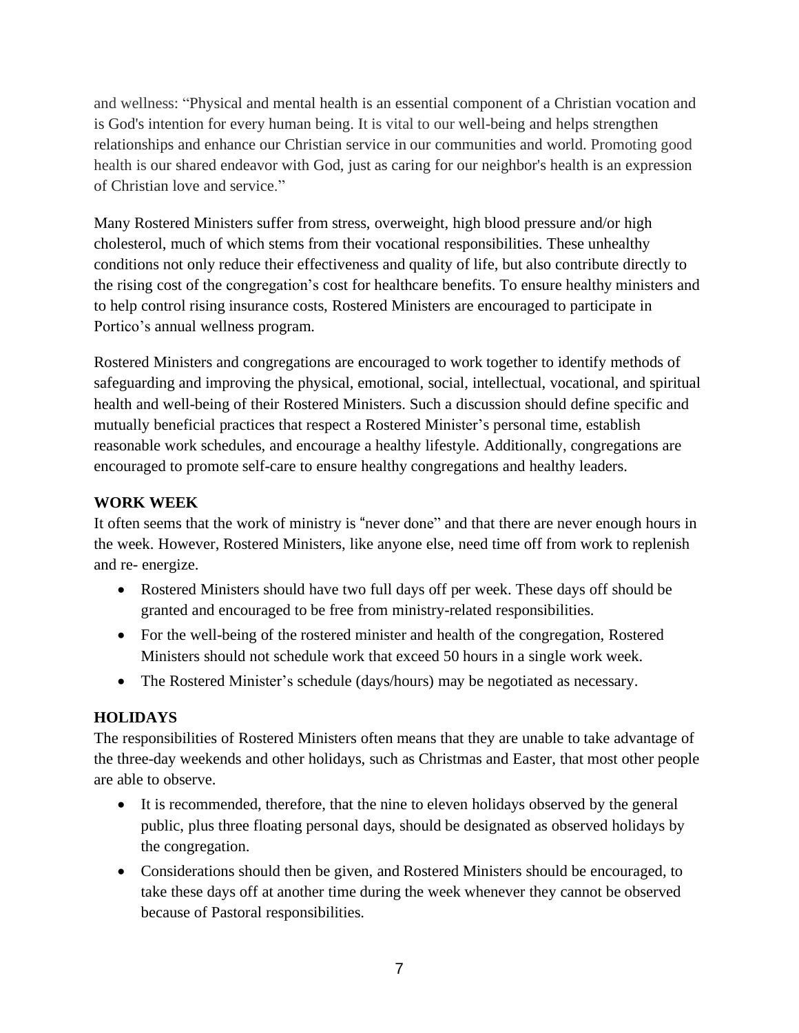and wellness: "Physical and mental health is an essential component of a Christian vocation and is God's intention for every human being. It is vital to our well-being and helps strengthen relationships and enhance our Christian service in our communities and world. Promoting good health is our shared endeavor with God, just as caring for our neighbor's health is an expression of Christian love and service."

Many Rostered Ministers suffer from stress, overweight, high blood pressure and/or high cholesterol, much of which stems from their vocational responsibilities. These unhealthy conditions not only reduce their effectiveness and quality of life, but also contribute directly to the rising cost of the congregation's cost for healthcare benefits. To ensure healthy ministers and to help control rising insurance costs, Rostered Ministers are encouraged to participate in Portico's annual wellness program.

Rostered Ministers and congregations are encouraged to work together to identify methods of safeguarding and improving the physical, emotional, social, intellectual, vocational, and spiritual health and well-being of their Rostered Ministers. Such a discussion should define specific and mutually beneficial practices that respect a Rostered Minister's personal time, establish reasonable work schedules, and encourage a healthy lifestyle. Additionally, congregations are encouraged to promote self-care to ensure healthy congregations and healthy leaders.

**WORK WEEK**

It often seems that the work of ministry is "never done" and that there are never enough hours in the week. However, Rostered Ministers, like anyone else, need time off from work to replenish and re- energize.

- Rostered Ministers should have two full days off per week. These days off should be granted and encouraged to be free from ministry-related responsibilities.
- For the well-being of the rostered minister and health of the congregation, Rostered Ministers should not schedule work that exceed 50 hours in a single work week.
- The Rostered Minister's schedule (days/hours) may be negotiated as necessary.

**HOLIDAYS**

The responsibilities of Rostered Ministers often means that they are unable to take advantage of the three-day weekends and other holidays, such as Christmas and Easter, that most other people are able to observe.

- It is recommended, therefore, that the nine to eleven holidays observed by the general public, plus three floating personal days, should be designated as observed holidays by the congregation.
- Considerations should then be given, and Rostered Ministers should be encouraged, to take these days off at another time during the week whenever they cannot be observed because of Pastoral responsibilities.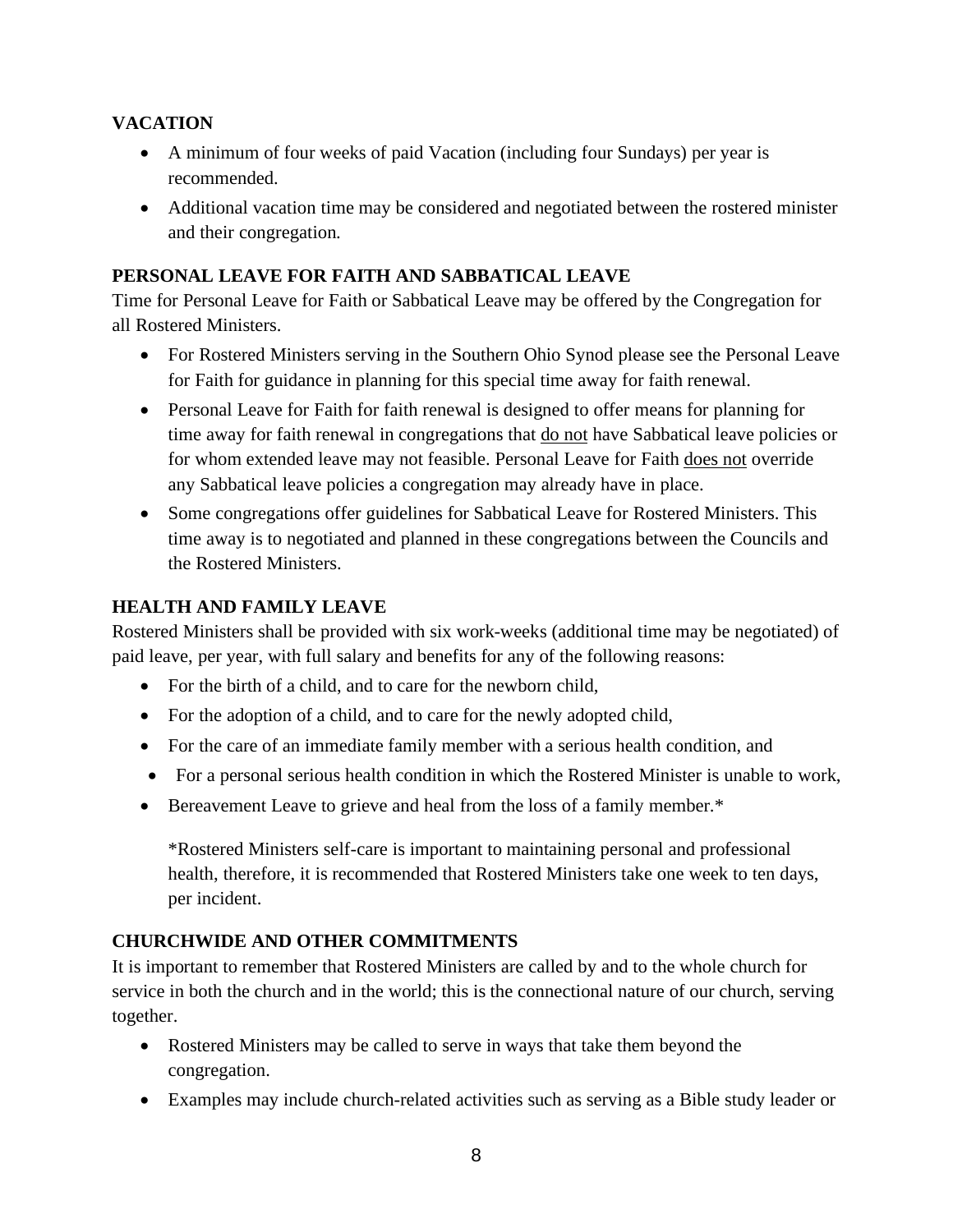## VACATION

- A minimum of four weeks of paid Vacation (including four Sundays) per year is recommended.
- Additional vacation time may be considered and negotiated between the rostered minister and their congregation.

## PERSONAL LEAVE FOR FAITH AND SABBATICAL LEAVE

Time for Personal Leave for Faith or Sabbatical Leave may be offered by the Congregation for all Rostered Ministers.

- For Rostered Ministers serving in the Southern Ohio Synod please see the Personal Leave for Faith for guidance in planning for this special time away for faith renewal.
- Personal Leave for Faith for faith renewal is designed to offer means for planning for time away for faith renewal in congregations that <u>do not</u> have Sabbatical leave policies or for whom extended leave may not feasible. Personal Leave for Faith <u>does not</u> override any Sabbatical leave policies a congregation may already have in place.
- Some congregations offer guidelines for Sabbatical Leave for Rostered Ministers. This time away is to negotiated and planned in these congregations between the Councils and the Rostered Ministers.

## HEALTH AND FAMILY LEAVE

Rostered Ministers shall be provided with six work-weeks (additional time may be negotiated) of paid leave, per year, with full salary and benefits for any of the following reasons:

- For the birth of a child, and to care for the newborn child,
- For the adoption of a child, and to care for the newly adopted child,
- For the care of an immediate family member with a serious health condition, and
- For a personal serious health condition in which the Rostered Minister is unable to work,
- Bereavement Leave to grieve and heal from the loss of a family member.*

  *Rostered Ministers self-care is important to maintaining personal and professional health, therefore, it is recommended that Rostered Ministers take one week to ten days, per incident.

## CHURCHWIDE AND OTHER COMMITMENTS

It is important to remember that Rostered Ministers are called by and to the whole church for service in both the church and in the world; this is the connectional nature of our church, serving together.

- Rostered Ministers may be called to serve in ways that take them beyond the congregation.
- Examples may include church-related activities such as serving as a Bible study leader or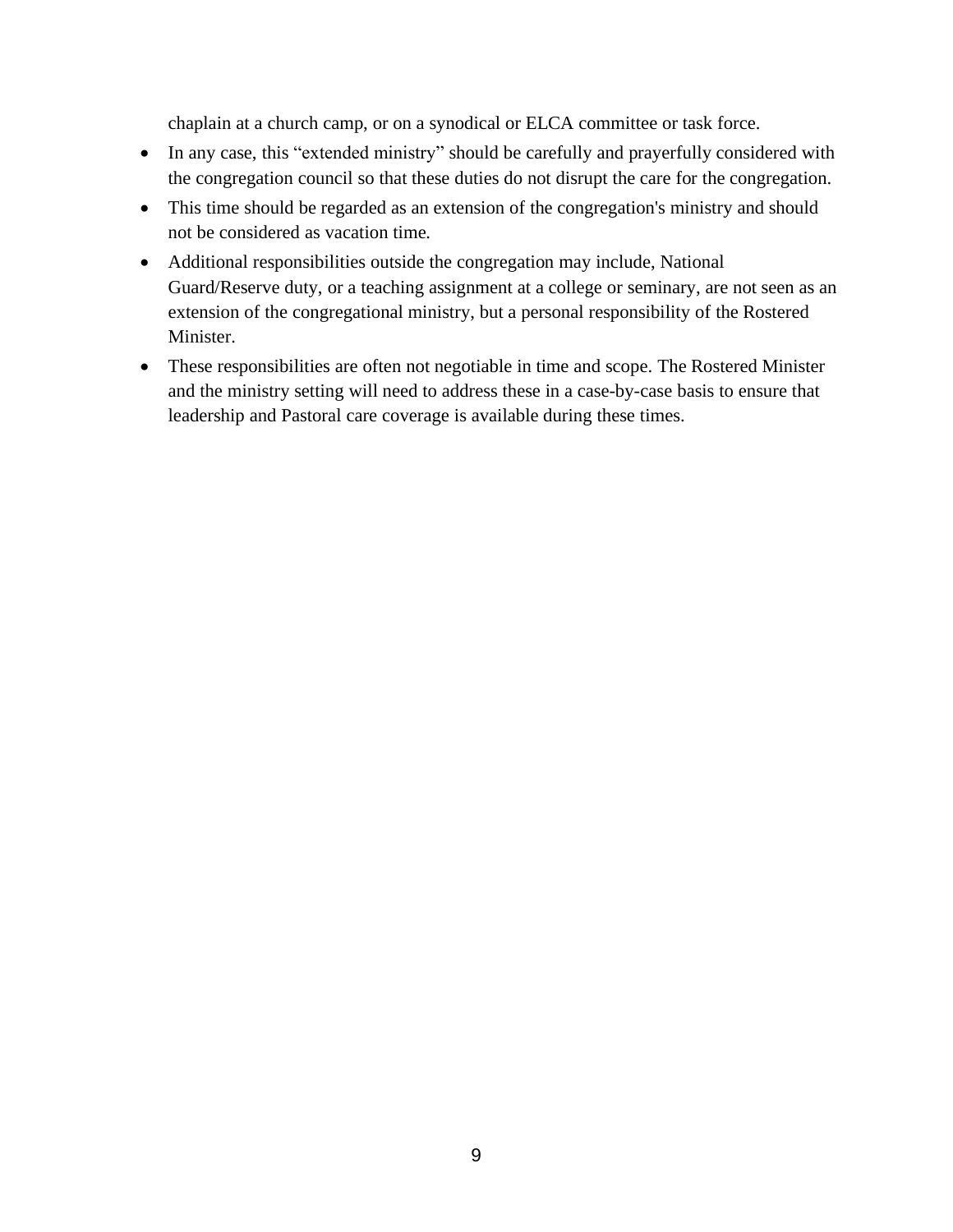chaplain at a church camp, or on a synodical or ELCA committee or task force.

- In any case, this "extended ministry" should be carefully and prayerfully considered with the congregation council so that these duties do not disrupt the care for the congregation.
- This time should be regarded as an extension of the congregation's ministry and should not be considered as vacation time.
- Additional responsibilities outside the congregation may include, National Guard/Reserve duty, or a teaching assignment at a college or seminary, are not seen as an extension of the congregational ministry, but a personal responsibility of the Rostered Minister.
- These responsibilities are often not negotiable in time and scope. The Rostered Minister and the ministry setting will need to address these in a case-by-case basis to ensure that leadership and Pastoral care coverage is available during these times.